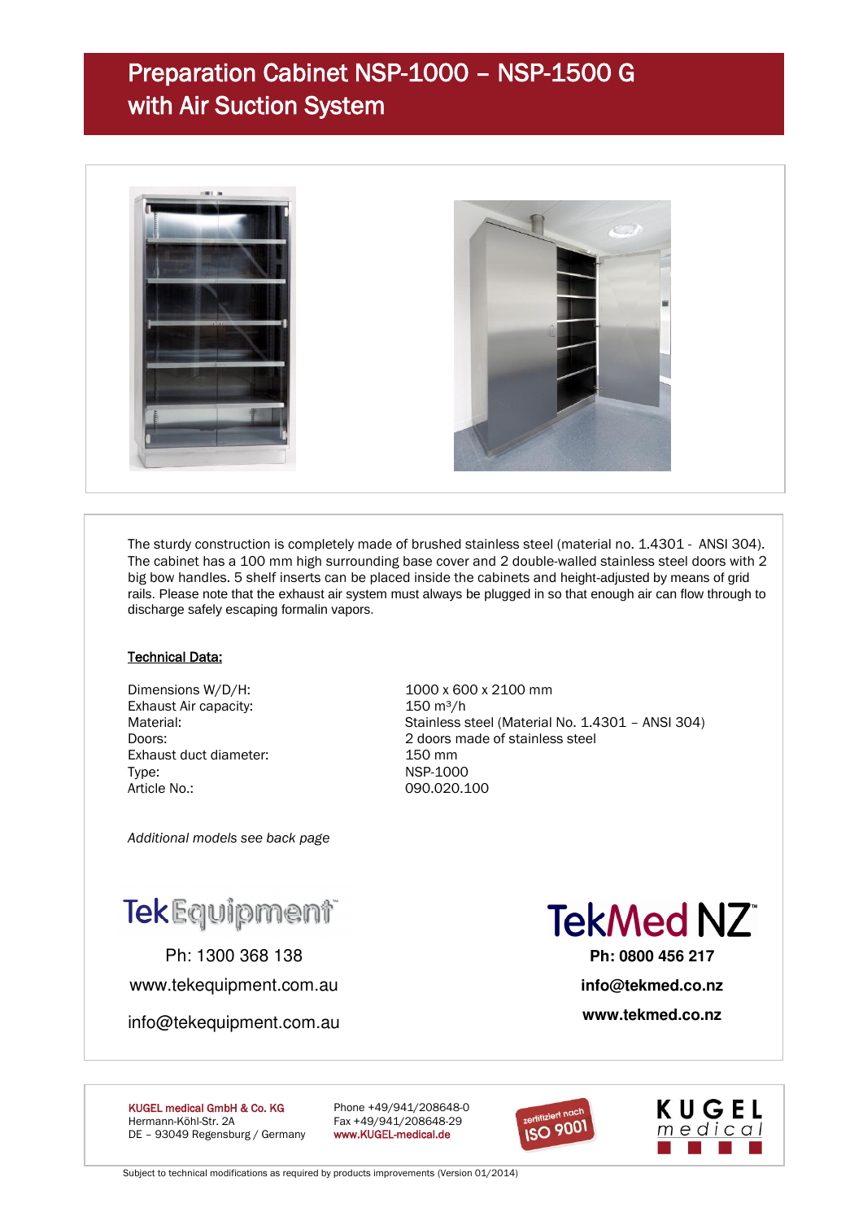# Preparation Cabinet NSP-1000 – NSP-1500 G with Air Suction System

The sturdy construction is completely made of brushed stainless steel (material no. 1.4301 - ANSI 304). The cabinet has a 100 mm high surrounding base cover and 2 double-walled stainless steel doors with 2 big bow handles. 5 shelf inserts can be placed inside the cabinets and height-adjusted by means of grid rails. Please note that the exhaust air system must always be plugged in so that enough air can flow through to discharge safely escaping formalin vapors.

## Technical Data:

| | |
|---|---|
| Dimensions W/D/H: | 1000 x 600 x 2100 mm |
| Exhaust Air capacity: | 150 m³/h |
| Material: | Stainless steel (Material No. 1.4301 – ANSI 304) |
| Doors: | 2 doors made of stainless steel |
| Exhaust duct diameter: | 150 mm |
| Type: | NSP-1000 |
| Article No.: | 090.020.100 |

*Additional models see back page*

TekEquipment™

Ph: 1300 368 138

www.tekequipment.com.au

info@tekequipment.com.au

TekMed NZ™

**Ph: 0800 456 217**

**info@tekmed.co.nz**

**www.tekmed.co.nz**

KUGEL medical GmbH & Co. KG
Hermann-Köhl-Str. 2A
DE – 93049 Regensburg / Germany

Phone +49/941/208648-0
Fax +49/941/208648-29
www.KUGEL-medical.de

zertifiziert nach ISO 9001

KUGEL medical

Subject to technical modifications as required by products improvements (Version 01/2014)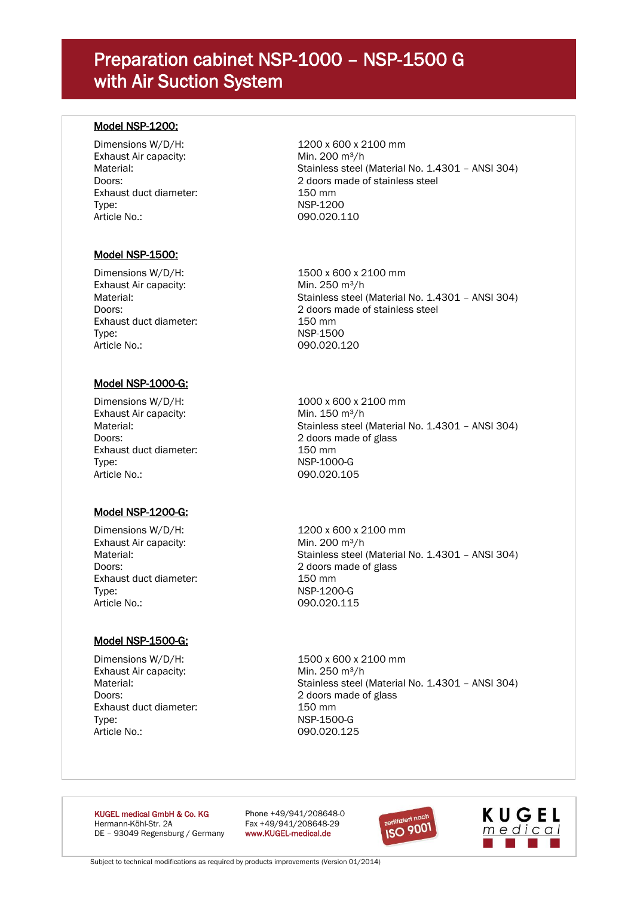# Preparation cabinet NSP-1000 – NSP-1500 G with Air Suction System

**Model NSP-1200:**

| | |
|---|---|
| Dimensions W/D/H: | 1200 x 600 x 2100 mm |
| Exhaust Air capacity: | Min. 200 m³/h |
| Material: | Stainless steel (Material No. 1.4301 – ANSI 304) |
| Doors: | 2 doors made of stainless steel |
| Exhaust duct diameter: | 150 mm |
| Type: | NSP-1200 |
| Article No.: | 090.020.110 |

**Model NSP-1500:**

| | |
|---|---|
| Dimensions W/D/H: | 1500 x 600 x 2100 mm |
| Exhaust Air capacity: | Min. 250 m³/h |
| Material: | Stainless steel (Material No. 1.4301 – ANSI 304) |
| Doors: | 2 doors made of stainless steel |
| Exhaust duct diameter: | 150 mm |
| Type: | NSP-1500 |
| Article No.: | 090.020.120 |

**Model NSP-1000-G:**

| | |
|---|---|
| Dimensions W/D/H: | 1000 x 600 x 2100 mm |
| Exhaust Air capacity: | Min. 150 m³/h |
| Material: | Stainless steel (Material No. 1.4301 – ANSI 304) |
| Doors: | 2 doors made of glass |
| Exhaust duct diameter: | 150 mm |
| Type: | NSP-1000-G |
| Article No.: | 090.020.105 |

**Model NSP-1200-G:**

| | |
|---|---|
| Dimensions W/D/H: | 1200 x 600 x 2100 mm |
| Exhaust Air capacity: | Min. 200 m³/h |
| Material: | Stainless steel (Material No. 1.4301 – ANSI 304) |
| Doors: | 2 doors made of glass |
| Exhaust duct diameter: | 150 mm |
| Type: | NSP-1200-G |
| Article No.: | 090.020.115 |

**Model NSP-1500-G:**

| | |
|---|---|
| Dimensions W/D/H: | 1500 x 600 x 2100 mm |
| Exhaust Air capacity: | Min. 250 m³/h |
| Material: | Stainless steel (Material No. 1.4301 – ANSI 304) |
| Doors: | 2 doors made of glass |
| Exhaust duct diameter: | 150 mm |
| Type: | NSP-1500-G |
| Article No.: | 090.020.125 |

KUGEL medical GmbH & Co. KG
Hermann-Köhl-Str. 2A
DE – 93049 Regensburg / Germany

Phone +49/941/208648-0
Fax +49/941/208648-29
www.KUGEL-medical.de

zertifiziert nach ISO 9001

KUGEL medical

Subject to technical modifications as required by products improvements (Version 01/2014)